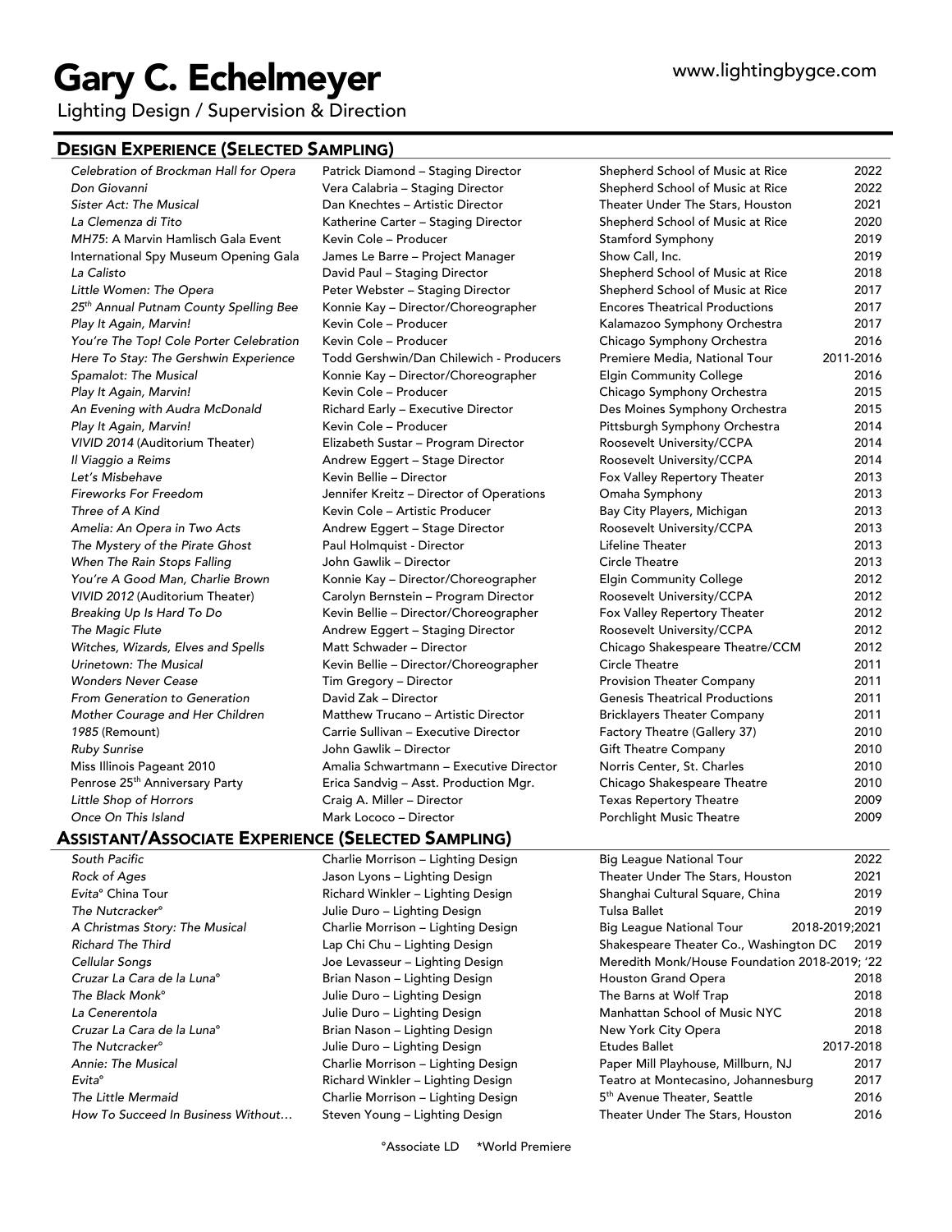# Gary C. Echelmeyer

www.lightingbygce.com

Lighting Design / Supervision & Direction

## DESIGN EXPERIENCE (SELECTED SAMPLING)

| | | | |
|---|---|---|---|
| *Celebration of Brockman Hall for Opera* | Patrick Diamond – Staging Director | Shepherd School of Music at Rice | 2022 |
| *Don Giovanni* | Vera Calabria – Staging Director | Shepherd School of Music at Rice | 2022 |
| *Sister Act: The Musical* | Dan Knechtes – Artistic Director | Theater Under The Stars, Houston | 2021 |
| *La Clemenza di Tito* | Katherine Carter – Staging Director | Shepherd School of Music at Rice | 2020 |
| *MH75*: A Marvin Hamlisch Gala Event | Kevin Cole – Producer | Stamford Symphony | 2019 |
| International Spy Museum Opening Gala | James Le Barre – Project Manager | Show Call, Inc. | 2019 |
| *La Calisto* | David Paul – Staging Director | Shepherd School of Music at Rice | 2018 |
| *Little Women: The Opera* | Peter Webster – Staging Director | Shepherd School of Music at Rice | 2017 |
| *25th Annual Putnam County Spelling Bee* | Konnie Kay – Director/Choreographer | Encores Theatrical Productions | 2017 |
| *Play It Again, Marvin!* | Kevin Cole – Producer | Kalamazoo Symphony Orchestra | 2017 |
| *You're The Top! Cole Porter Celebration* | Kevin Cole – Producer | Chicago Symphony Orchestra | 2016 |
| *Here To Stay: The Gershwin Experience* | Todd Gershwin/Dan Chilewich - Producers | Premiere Media, National Tour | 2011-2016 |
| *Spamalot: The Musical* | Konnie Kay – Director/Choreographer | Elgin Community College | 2016 |
| *Play It Again, Marvin!* | Kevin Cole – Producer | Chicago Symphony Orchestra | 2015 |
| *An Evening with Audra McDonald* | Richard Early – Executive Director | Des Moines Symphony Orchestra | 2015 |
| *Play It Again, Marvin!* | Kevin Cole – Producer | Pittsburgh Symphony Orchestra | 2014 |
| *VIVID 2014* (Auditorium Theater) | Elizabeth Sustar – Program Director | Roosevelt University/CCPA | 2014 |
| *Il Viaggio a Reims* | Andrew Eggert – Stage Director | Roosevelt University/CCPA | 2014 |
| *Let's Misbehave* | Kevin Bellie – Director | Fox Valley Repertory Theater | 2013 |
| *Fireworks For Freedom* | Jennifer Kreitz – Director of Operations | Omaha Symphony | 2013 |
| *Three of A Kind* | Kevin Cole – Artistic Producer | Bay City Players, Michigan | 2013 |
| *Amelia: An Opera in Two Acts* | Andrew Eggert – Stage Director | Roosevelt University/CCPA | 2013 |
| *The Mystery of the Pirate Ghost* | Paul Holmquist - Director | Lifeline Theater | 2013 |
| *When The Rain Stops Falling* | John Gawlik – Director | Circle Theatre | 2013 |
| *You're A Good Man, Charlie Brown* | Konnie Kay – Director/Choreographer | Elgin Community College | 2012 |
| *VIVID 2012* (Auditorium Theater) | Carolyn Bernstein – Program Director | Roosevelt University/CCPA | 2012 |
| *Breaking Up Is Hard To Do* | Kevin Bellie – Director/Choreographer | Fox Valley Repertory Theater | 2012 |
| *The Magic Flute* | Andrew Eggert – Staging Director | Roosevelt University/CCPA | 2012 |
| *Witches, Wizards, Elves and Spells* | Matt Schwader – Director | Chicago Shakespeare Theatre/CCM | 2012 |
| *Urinetown: The Musical* | Kevin Bellie – Director/Choreographer | Circle Theatre | 2011 |
| *Wonders Never Cease* | Tim Gregory – Director | Provision Theater Company | 2011 |
| *From Generation to Generation* | David Zak – Director | Genesis Theatrical Productions | 2011 |
| *Mother Courage and Her Children* | Matthew Trucano – Artistic Director | Bricklayers Theater Company | 2011 |
| *1985* (Remount) | Carrie Sullivan – Executive Director | Factory Theatre (Gallery 37) | 2010 |
| *Ruby Sunrise* | John Gawlik – Director | Gift Theatre Company | 2010 |
| Miss Illinois Pageant 2010 | Amalia Schwartmann – Executive Director | Norris Center, St. Charles | 2010 |
| Penrose 25th Anniversary Party | Erica Sandvig – Asst. Production Mgr. | Chicago Shakespeare Theatre | 2010 |
| *Little Shop of Horrors* | Craig A. Miller – Director | Texas Repertory Theatre | 2009 |
| *Once On This Island* | Mark Lococo – Director | Porchlight Music Theatre | 2009 |

## ASSISTANT/ASSOCIATE EXPERIENCE (SELECTED SAMPLING)

| | | | |
|---|---|---|---|
| *South Pacific* | Charlie Morrison – Lighting Design | Big League National Tour | 2022 |
| *Rock of Ages* | Jason Lyons – Lighting Design | Theater Under The Stars, Houston | 2021 |
| *Evita*° China Tour | Richard Winkler – Lighting Design | Shanghai Cultural Square, China | 2019 |
| *The Nutcracker*° | Julie Duro – Lighting Design | Tulsa Ballet | 2019 |
| *A Christmas Story: The Musical* | Charlie Morrison – Lighting Design | Big League National Tour | 2018-2019;2021 |
| *Richard The Third* | Lap Chi Chu – Lighting Design | Shakespeare Theater Co., Washington DC | 2019 |
| *Cellular Songs* | Joe Levasseur – Lighting Design | Meredith Monk/House Foundation | 2018-2019; '22 |
| *Cruzar La Cara de la Luna*° | Brian Nason – Lighting Design | Houston Grand Opera | 2018 |
| *The Black Monk*° | Julie Duro – Lighting Design | The Barns at Wolf Trap | 2018 |
| *La Cenerentola* | Julie Duro – Lighting Design | Manhattan School of Music NYC | 2018 |
| *Cruzar La Cara de la Luna*° | Brian Nason – Lighting Design | New York City Opera | 2018 |
| *The Nutcracker*° | Julie Duro – Lighting Design | Etudes Ballet | 2017-2018 |
| *Annie: The Musical* | Charlie Morrison – Lighting Design | Paper Mill Playhouse, Millburn, NJ | 2017 |
| *Evita*° | Richard Winkler – Lighting Design | Teatro at Montecasino, Johannesburg | 2017 |
| *The Little Mermaid* | Charlie Morrison – Lighting Design | 5th Avenue Theater, Seattle | 2016 |
| *How To Succeed In Business Without…* | Steven Young – Lighting Design | Theater Under The Stars, Houston | 2016 |

°Associate LD *World Premiere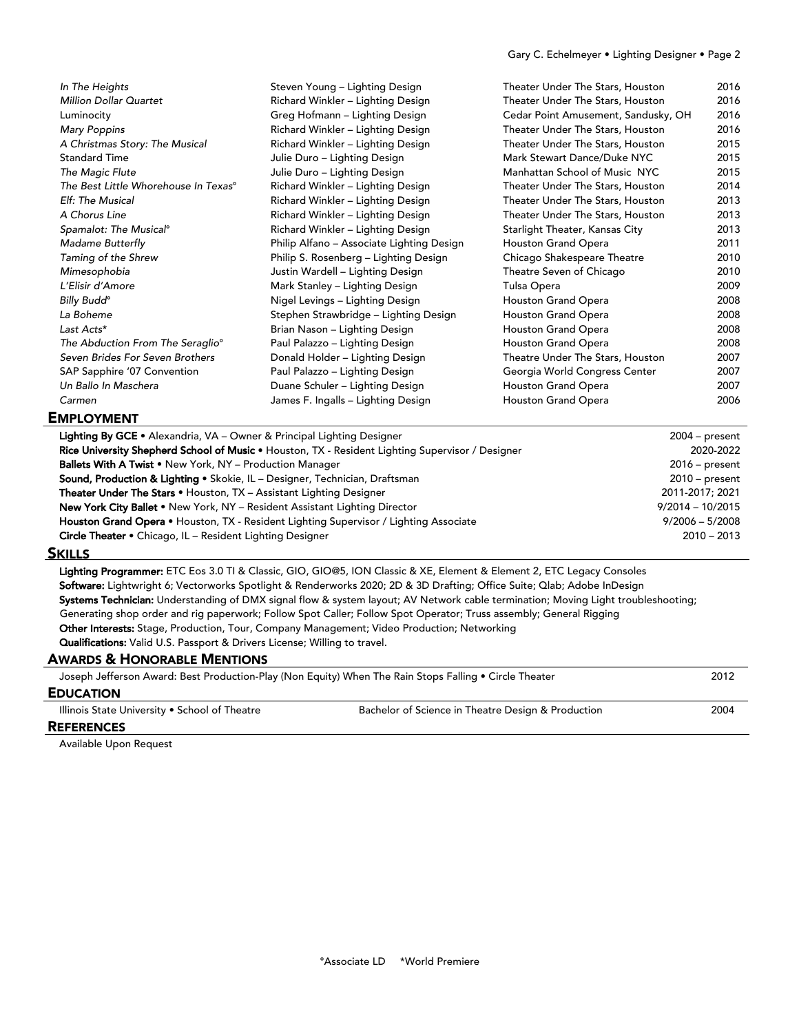| | | | |
|---|---|---|---|
| *In The Heights* | Steven Young – Lighting Design | Theater Under The Stars, Houston | 2016 |
| *Million Dollar Quartet* | Richard Winkler – Lighting Design | Theater Under The Stars, Houston | 2016 |
| Luminocity | Greg Hofmann – Lighting Design | Cedar Point Amusement, Sandusky, OH | 2016 |
| *Mary Poppins* | Richard Winkler – Lighting Design | Theater Under The Stars, Houston | 2016 |
| *A Christmas Story: The Musical* | Richard Winkler – Lighting Design | Theater Under The Stars, Houston | 2015 |
| Standard Time | Julie Duro – Lighting Design | Mark Stewart Dance/Duke NYC | 2015 |
| *The Magic Flute* | Julie Duro – Lighting Design | Manhattan School of Music NYC | 2015 |
| *The Best Little Whorehouse In Texas*° | Richard Winkler – Lighting Design | Theater Under The Stars, Houston | 2014 |
| *Elf: The Musical* | Richard Winkler – Lighting Design | Theater Under The Stars, Houston | 2013 |
| *A Chorus Line* | Richard Winkler – Lighting Design | Theater Under The Stars, Houston | 2013 |
| *Spamalot: The Musical*° | Richard Winkler – Lighting Design | Starlight Theater, Kansas City | 2013 |
| *Madame Butterfly* | Philip Alfano – Associate Lighting Design | Houston Grand Opera | 2011 |
| *Taming of the Shrew* | Philip S. Rosenberg – Lighting Design | Chicago Shakespeare Theatre | 2010 |
| *Mimesophobia* | Justin Wardell – Lighting Design | Theatre Seven of Chicago | 2010 |
| *L'Elisir d'Amore* | Mark Stanley – Lighting Design | Tulsa Opera | 2009 |
| *Billy Budd*° | Nigel Levings – Lighting Design | Houston Grand Opera | 2008 |
| *La Boheme* | Stephen Strawbridge – Lighting Design | Houston Grand Opera | 2008 |
| *Last Acts** | Brian Nason – Lighting Design | Houston Grand Opera | 2008 |
| *The Abduction From The Seraglio*° | Paul Palazzo – Lighting Design | Houston Grand Opera | 2008 |
| *Seven Brides For Seven Brothers* | Donald Holder – Lighting Design | Theatre Under The Stars, Houston | 2007 |
| SAP Sapphire '07 Convention | Paul Palazzo – Lighting Design | Georgia World Congress Center | 2007 |
| *Un Ballo In Maschera* | Duane Schuler – Lighting Design | Houston Grand Opera | 2007 |
| *Carmen* | James F. Ingalls – Lighting Design | Houston Grand Opera | 2006 |

## Employment

| | |
|---|---|
| **Lighting By GCE** • Alexandria, VA – Owner & Principal Lighting Designer | 2004 – present |
| **Rice University Shepherd School of Music** • Houston, TX - Resident Lighting Supervisor / Designer | 2020-2022 |
| **Ballets With A Twist** • New York, NY – Production Manager | 2016 – present |
| **Sound, Production & Lighting** • Skokie, IL – Designer, Technician, Draftsman | 2010 – present |
| **Theater Under The Stars** • Houston, TX – Assistant Lighting Designer | 2011-2017; 2021 |
| **New York City Ballet** • New York, NY – Resident Assistant Lighting Director | 9/2014 – 10/2015 |
| **Houston Grand Opera** • Houston, TX - Resident Lighting Supervisor / Lighting Associate | 9/2006 – 5/2008 |
| **Circle Theater** • Chicago, IL – Resident Lighting Designer | 2010 – 2013 |

## Skills

**Lighting Programmer:** ETC Eos 3.0 TI & Classic, GIO, GIO@5, ION Classic & XE, Element & Element 2, ETC Legacy Consoles
**Software:** Lightwright 6; Vectorworks Spotlight & Renderworks 2020; 2D & 3D Drafting; Office Suite; Qlab; Adobe InDesign
**Systems Technician:** Understanding of DMX signal flow & system layout; AV Network cable termination; Moving Light troubleshooting; Generating shop order and rig paperwork; Follow Spot Caller; Follow Spot Operator; Truss assembly; General Rigging
**Other Interests:** Stage, Production, Tour, Company Management; Video Production; Networking
**Qualifications:** Valid U.S. Passport & Drivers License; Willing to travel.

## Awards & Honorable Mentions

Joseph Jefferson Award: Best Production-Play (Non Equity) When The Rain Stops Falling • Circle Theater — 2012

## Education

Illinois State University • School of Theatre — Bachelor of Science in Theatre Design & Production — 2004

## References

Available Upon Request

°Associate LD  *World Premiere